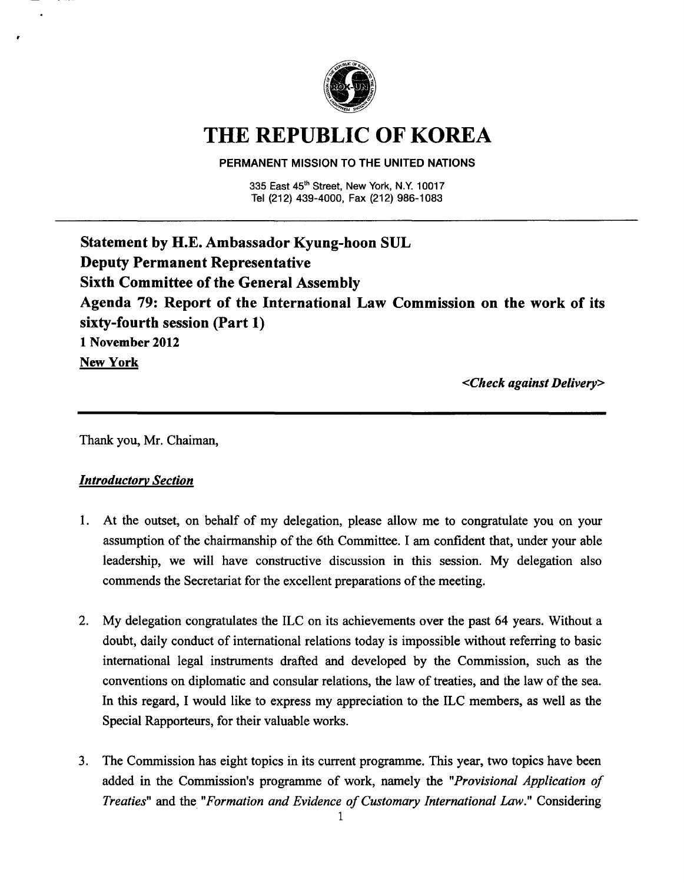# THE REPUBLIC OF KOREA

**PERMANENT MISSION TO THE UNITED NATIONS**

335 East 45th Street, New York, N.Y. 10017
Tel (212) 439-4000, Fax (212) 986-1083

---

**Statement by H.E. Ambassador Kyung-hoon SUL**
**Deputy Permanent Representative**
**Sixth Committee of the General Assembly**
**Agenda 79: Report of the International Law Commission on the work of its sixty-fourth session (Part 1)**
**1 November 2012**
**New York**

*<Check against Delivery>*

---

Thank you, Mr. Chaiman,

***Introductory Section***

1. At the outset, on behalf of my delegation, please allow me to congratulate you on your assumption of the chairmanship of the 6th Committee. I am confident that, under your able leadership, we will have constructive discussion in this session. My delegation also commends the Secretariat for the excellent preparations of the meeting.

2. My delegation congratulates the ILC on its achievements over the past 64 years. Without a doubt, daily conduct of international relations today is impossible without referring to basic international legal instruments drafted and developed by the Commission, such as the conventions on diplomatic and consular relations, the law of treaties, and the law of the sea. In this regard, I would like to express my appreciation to the ILC members, as well as the Special Rapporteurs, for their valuable works.

3. The Commission has eight topics in its current programme. This year, two topics have been added in the Commission's programme of work, namely the "*Provisional Application of Treaties*" and the "*Formation and Evidence of Customary International Law.*" Considering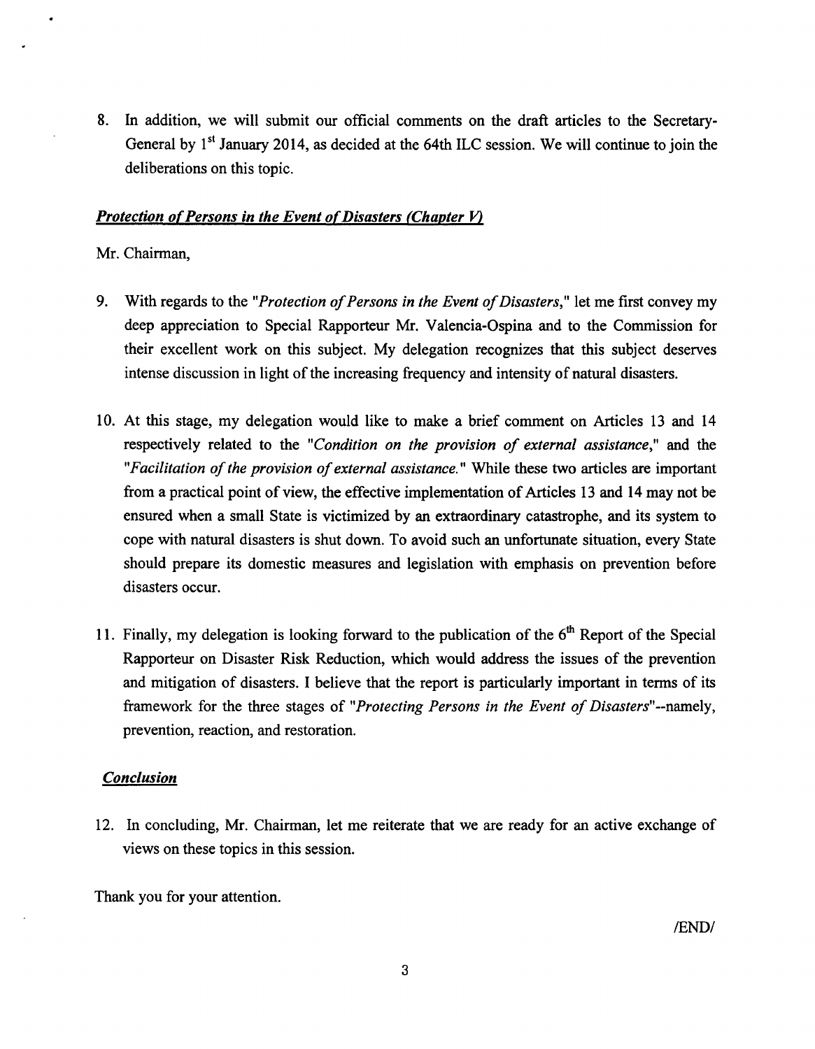8. In addition, we will submit our official comments on the draft articles to the Secretary-General by 1st January 2014, as decided at the 64th ILC session. We will continue to join the deliberations on this topic.

***Protection of Persons in the Event of Disasters (Chapter V)***

Mr. Chairman,

9. With regards to the "*Protection of Persons in the Event of Disasters*," let me first convey my deep appreciation to Special Rapporteur Mr. Valencia-Ospina and to the Commission for their excellent work on this subject. My delegation recognizes that this subject deserves intense discussion in light of the increasing frequency and intensity of natural disasters.

10. At this stage, my delegation would like to make a brief comment on Articles 13 and 14 respectively related to the "*Condition on the provision of external assistance*," and the "*Facilitation of the provision of external assistance.*" While these two articles are important from a practical point of view, the effective implementation of Articles 13 and 14 may not be ensured when a small State is victimized by an extraordinary catastrophe, and its system to cope with natural disasters is shut down. To avoid such an unfortunate situation, every State should prepare its domestic measures and legislation with emphasis on prevention before disasters occur.

11. Finally, my delegation is looking forward to the publication of the 6th Report of the Special Rapporteur on Disaster Risk Reduction, which would address the issues of the prevention and mitigation of disasters. I believe that the report is particularly important in terms of its framework for the three stages of "*Protecting Persons in the Event of Disasters*"--namely, prevention, reaction, and restoration.

***Conclusion***

12. In concluding, Mr. Chairman, let me reiterate that we are ready for an active exchange of views on these topics in this session.

Thank you for your attention.

/END/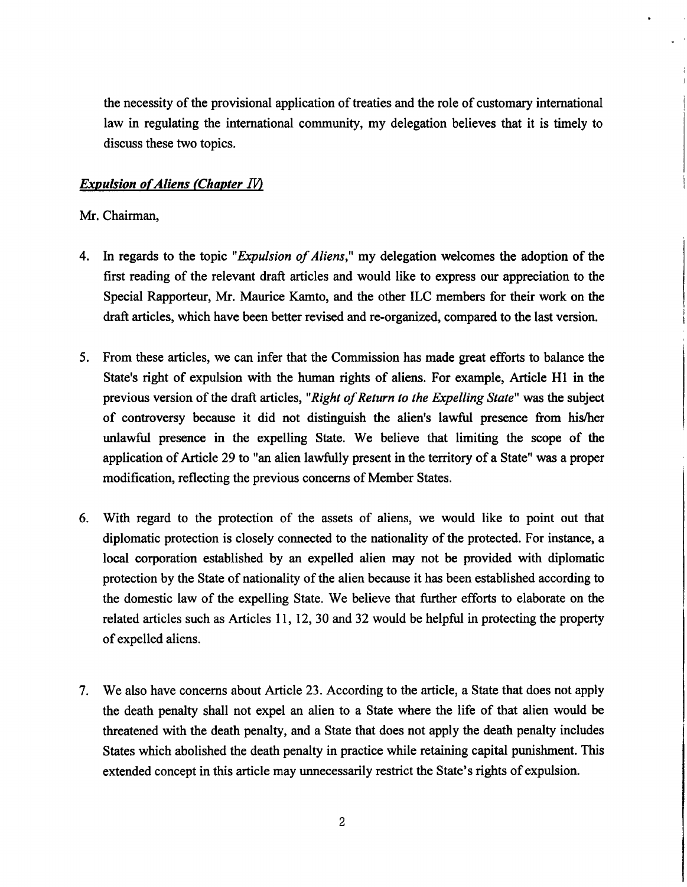the necessity of the provisional application of treaties and the role of customary international law in regulating the international community, my delegation believes that it is timely to discuss these two topics.

***Expulsion of Aliens (Chapter IV)***

Mr. Chairman,

4. In regards to the topic "*Expulsion of Aliens*," my delegation welcomes the adoption of the first reading of the relevant draft articles and would like to express our appreciation to the Special Rapporteur, Mr. Maurice Kamto, and the other ILC members for their work on the draft articles, which have been better revised and re-organized, compared to the last version.

5. From these articles, we can infer that the Commission has made great efforts to balance the State's right of expulsion with the human rights of aliens. For example, Article H1 in the previous version of the draft articles, "*Right of Return to the Expelling State*" was the subject of controversy because it did not distinguish the alien's lawful presence from his/her unlawful presence in the expelling State. We believe that limiting the scope of the application of Article 29 to "an alien lawfully present in the territory of a State" was a proper modification, reflecting the previous concerns of Member States.

6. With regard to the protection of the assets of aliens, we would like to point out that diplomatic protection is closely connected to the nationality of the protected. For instance, a local corporation established by an expelled alien may not be provided with diplomatic protection by the State of nationality of the alien because it has been established according to the domestic law of the expelling State. We believe that further efforts to elaborate on the related articles such as Articles 11, 12, 30 and 32 would be helpful in protecting the property of expelled aliens.

7. We also have concerns about Article 23. According to the article, a State that does not apply the death penalty shall not expel an alien to a State where the life of that alien would be threatened with the death penalty, and a State that does not apply the death penalty includes States which abolished the death penalty in practice while retaining capital punishment. This extended concept in this article may unnecessarily restrict the State's rights of expulsion.